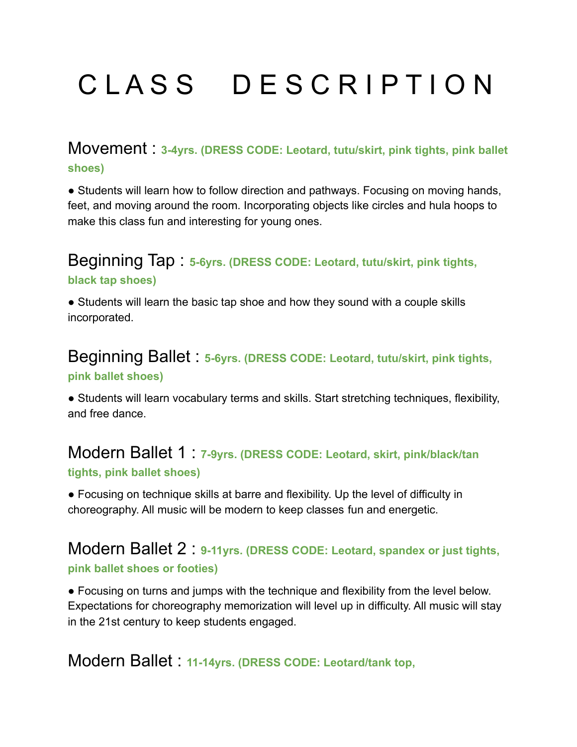# C L A S S   D E S C R I P T I O N

## Movement : **3-4yrs. (DRESS CODE: Leotard, tutu/skirt, pink tights, pink ballet shoes)**

● Students will learn how to follow direction and pathways. Focusing on moving hands, feet, and moving around the room. Incorporating objects like circles and hula hoops to make this class fun and interesting for young ones.

## Beginning Tap : **5-6yrs. (DRESS CODE: Leotard, tutu/skirt, pink tights, black tap shoes)**

● Students will learn the basic tap shoe and how they sound with a couple skills incorporated.

## Beginning Ballet : **5-6yrs. (DRESS CODE: Leotard, tutu/skirt, pink tights, pink ballet shoes)**

● Students will learn vocabulary terms and skills. Start stretching techniques, flexibility, and free dance.

## Modern Ballet 1 : **7-9yrs. (DRESS CODE: Leotard, skirt, pink/black/tan tights, pink ballet shoes)**

● Focusing on technique skills at barre and flexibility. Up the level of difficulty in choreography. All music will be modern to keep classes fun and energetic.

## Modern Ballet 2 : **9-11yrs. (DRESS CODE: Leotard, spandex or just tights, pink ballet shoes or footies)**

● Focusing on turns and jumps with the technique and flexibility from the level below. Expectations for choreography memorization will level up in difficulty. All music will stay in the 21st century to keep students engaged.

## Modern Ballet : **11-14yrs. (DRESS CODE: Leotard/tank top,**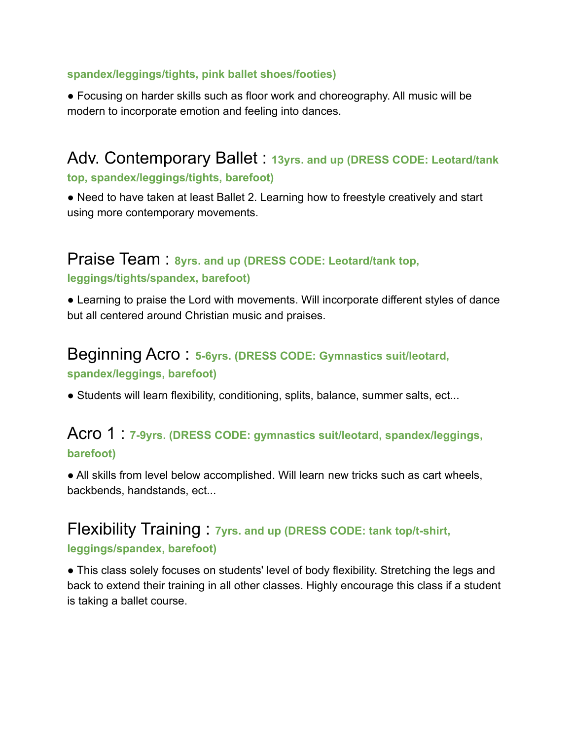**spandex/leggings/tights, pink ballet shoes/footies)**

● Focusing on harder skills such as floor work and choreography. All music will be modern to incorporate emotion and feeling into dances.

## Adv. Contemporary Ballet : **13yrs. and up (DRESS CODE: Leotard/tank top, spandex/leggings/tights, barefoot)**

● Need to have taken at least Ballet 2. Learning how to freestyle creatively and start using more contemporary movements.

## Praise Team : **8yrs. and up (DRESS CODE: Leotard/tank top, leggings/tights/spandex, barefoot)**

● Learning to praise the Lord with movements. Will incorporate different styles of dance but all centered around Christian music and praises.

## Beginning Acro : **5-6yrs. (DRESS CODE: Gymnastics suit/leotard, spandex/leggings, barefoot)**

● Students will learn flexibility, conditioning, splits, balance, summer salts, ect...

## Acro 1 : **7-9yrs. (DRESS CODE: gymnastics suit/leotard, spandex/leggings, barefoot)**

● All skills from level below accomplished. Will learn new tricks such as cart wheels, backbends, handstands, ect...

## Flexibility Training : **7yrs. and up (DRESS CODE: tank top/t-shirt, leggings/spandex, barefoot)**

● This class solely focuses on students' level of body flexibility. Stretching the legs and back to extend their training in all other classes. Highly encourage this class if a student is taking a ballet course.